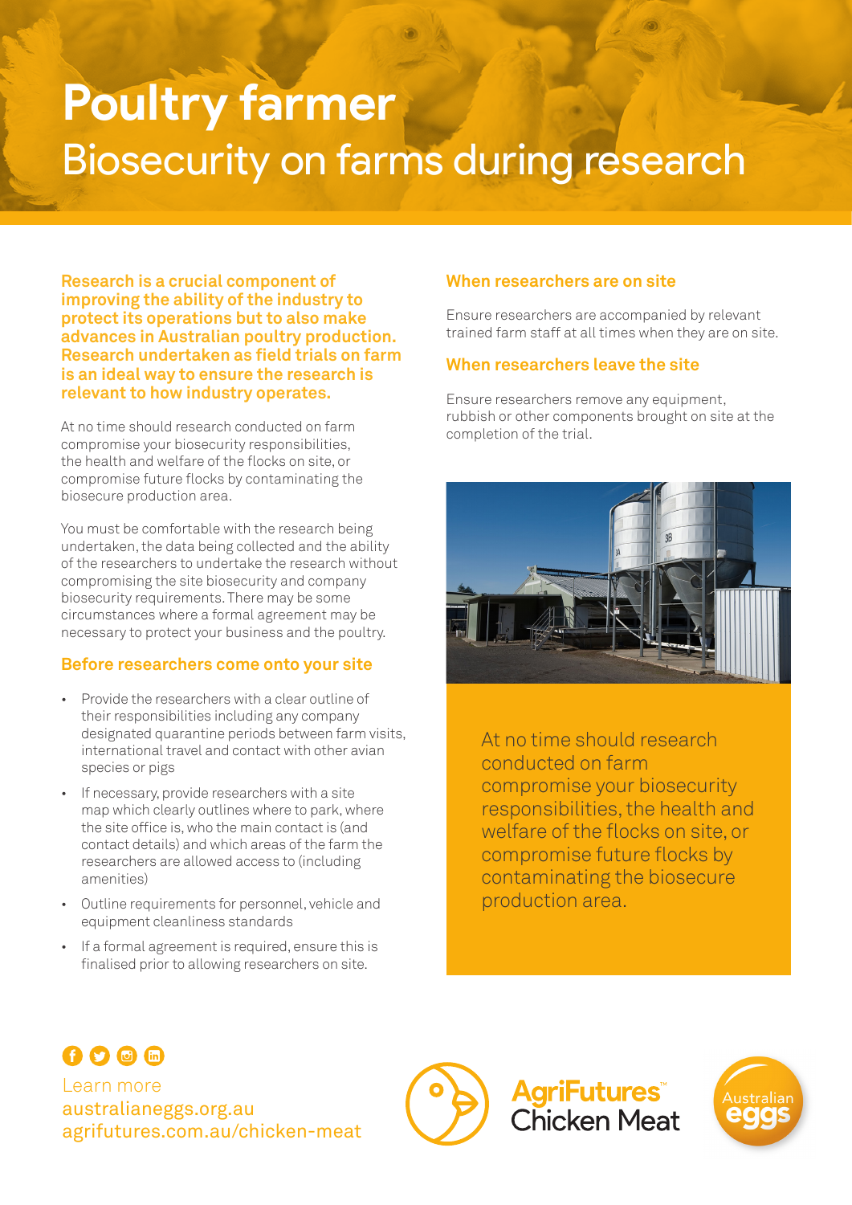# Poultry farmer

## Biosecurity on farms during research

**Research is a crucial component of improving the ability of the industry to protect its operations but to also make advances in Australian poultry production. Research undertaken as field trials on farm is an ideal way to ensure the research is relevant to how industry operates.**

At no time should research conducted on farm compromise your biosecurity responsibilities, the health and welfare of the flocks on site, or compromise future flocks by contaminating the biosecure production area.

You must be comfortable with the research being undertaken, the data being collected and the ability of the researchers to undertake the research without compromising the site biosecurity and company biosecurity requirements. There may be some circumstances where a formal agreement may be necessary to protect your business and the poultry.

### Before researchers come onto your site

- Provide the researchers with a clear outline of their responsibilities including any company designated quarantine periods between farm visits, international travel and contact with other avian species or pigs
- If necessary, provide researchers with a site map which clearly outlines where to park, where the site office is, who the main contact is (and contact details) and which areas of the farm the researchers are allowed access to (including amenities)
- Outline requirements for personnel, vehicle and equipment cleanliness standards
- If a formal agreement is required, ensure this is finalised prior to allowing researchers on site.

### When researchers are on site

Ensure researchers are accompanied by relevant trained farm staff at all times when they are on site.

### When researchers leave the site

Ensure researchers remove any equipment, rubbish or other components brought on site at the completion of the trial.

At no time should research conducted on farm compromise your biosecurity responsibilities, the health and welfare of the flocks on site, or compromise future flocks by contaminating the biosecure production area.

Learn more
australianeggs.org.au
agrifutures.com.au/chicken-meat

AgriFutures™ Chicken Meat

Australian eggs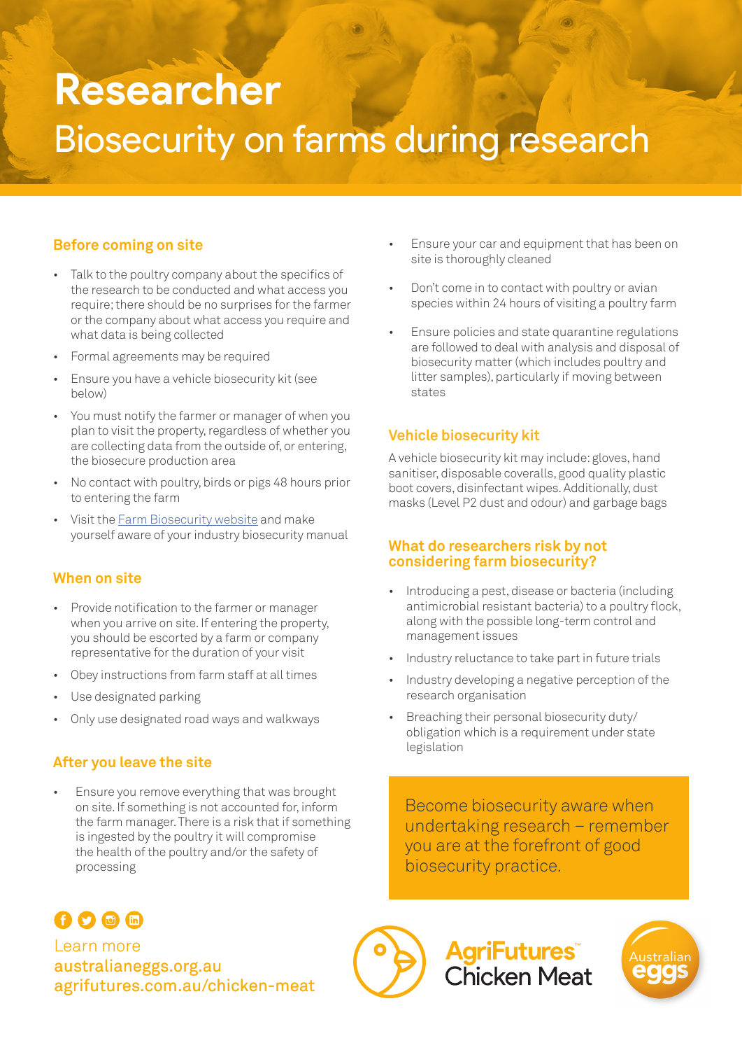# Researcher

## Biosecurity on farms during research

### Before coming on site

- Talk to the poultry company about the specifics of the research to be conducted and what access you require; there should be no surprises for the farmer or the company about what access you require and what data is being collected
- Formal agreements may be required
- Ensure you have a vehicle biosecurity kit (see below)
- You must notify the farmer or manager of when you plan to visit the property, regardless of whether you are collecting data from the outside of, or entering, the biosecure production area
- No contact with poultry, birds or pigs 48 hours prior to entering the farm
- Visit the Farm Biosecurity website and make yourself aware of your industry biosecurity manual

### When on site

- Provide notification to the farmer or manager when you arrive on site. If entering the property, you should be escorted by a farm or company representative for the duration of your visit
- Obey instructions from farm staff at all times
- Use designated parking
- Only use designated road ways and walkways

### After you leave the site

- Ensure you remove everything that was brought on site. If something is not accounted for, inform the farm manager. There is a risk that if something is ingested by the poultry it will compromise the health of the poultry and/or the safety of processing
- Ensure your car and equipment that has been on site is thoroughly cleaned
- Don't come in to contact with poultry or avian species within 24 hours of visiting a poultry farm
- Ensure policies and state quarantine regulations are followed to deal with analysis and disposal of biosecurity matter (which includes poultry and litter samples), particularly if moving between states

### Vehicle biosecurity kit

A vehicle biosecurity kit may include: gloves, hand sanitiser, disposable coveralls, good quality plastic boot covers, disinfectant wipes. Additionally, dust masks (Level P2 dust and odour) and garbage bags

### What do researchers risk by not considering farm biosecurity?

- Introducing a pest, disease or bacteria (including antimicrobial resistant bacteria) to a poultry flock, along with the possible long-term control and management issues
- Industry reluctance to take part in future trials
- Industry developing a negative perception of the research organisation
- Breaching their personal biosecurity duty/ obligation which is a requirement under state legislation

Become biosecurity aware when undertaking research – remember you are at the forefront of good biosecurity practice.

Learn more
australianeggs.org.au
agrifutures.com.au/chicken-meat

AgriFutures™ Chicken Meat

Australian eggs